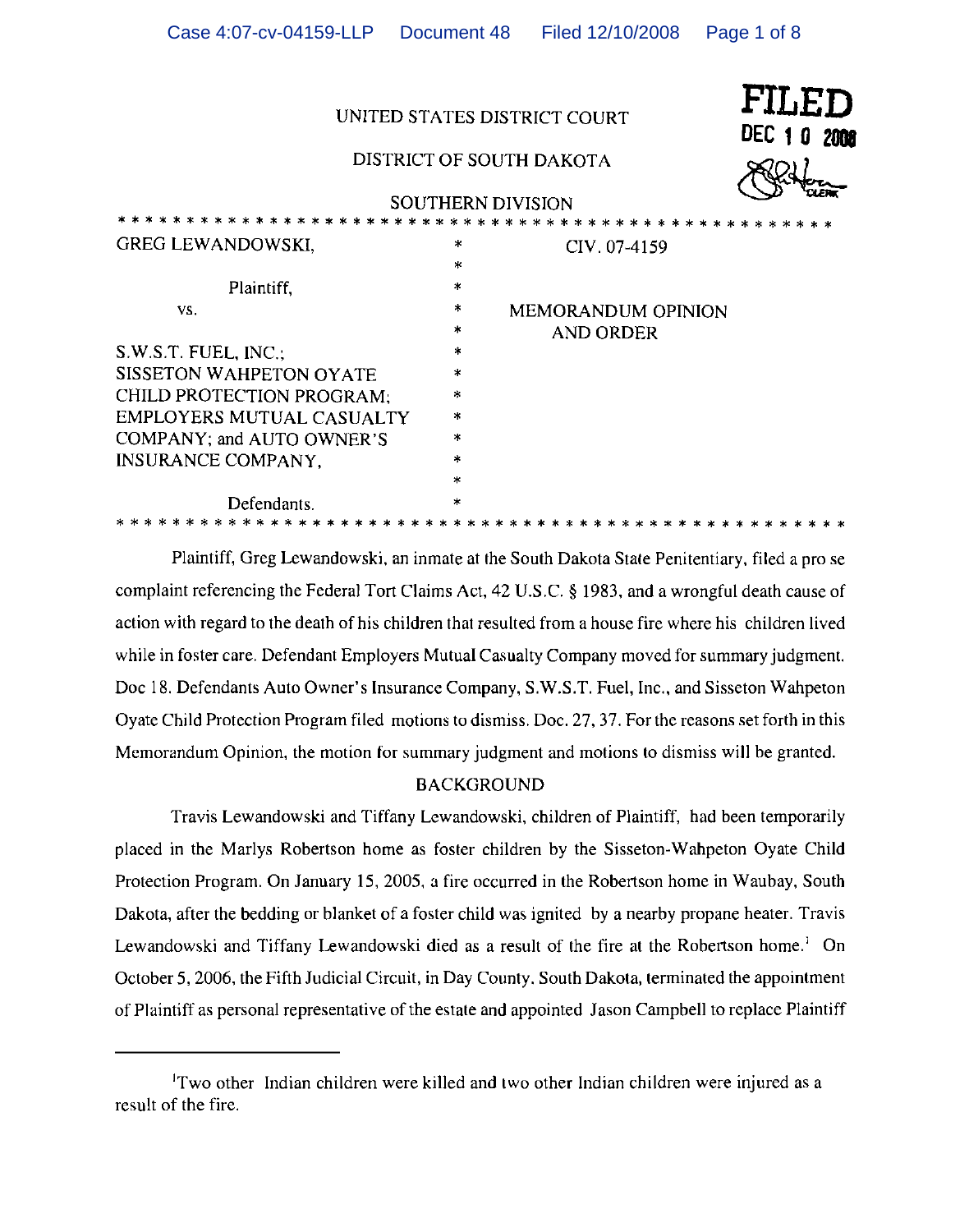UNITED STATES DISTRICT COURT

DISTRICT OF SOUTH DAKOTA

SOUTHERN DIVISION

FILED
DEC 10 2008
CLERK

| | | |
|---|---|---|
| GREG LEWANDOWSKI,<br><br>Plaintiff,<br><br>vs.<br><br>S.W.S.T. FUEL, INC.; SISSETON WAHPETON OYATE CHILD PROTECTION PROGRAM; EMPLOYERS MUTUAL CASUALTY COMPANY; and AUTO OWNER'S INSURANCE COMPANY,<br><br>Defendants. | * | CIV. 07-4159<br><br>MEMORANDUM OPINION AND ORDER |

Plaintiff, Greg Lewandowski, an inmate at the South Dakota State Penitentiary, filed a pro se complaint referencing the Federal Tort Claims Act, 42 U.S.C. § 1983, and a wrongful death cause of action with regard to the death of his children that resulted from a house fire where his children lived while in foster care. Defendant Employers Mutual Casualty Company moved for summary judgment. Doc 18. Defendants Auto Owner's Insurance Company, S.W.S.T. Fuel, Inc., and Sisseton Wahpeton Oyate Child Protection Program filed motions to dismiss. Doc. 27, 37. For the reasons set forth in this Memorandum Opinion, the motion for summary judgment and motions to dismiss will be granted.

## BACKGROUND

Travis Lewandowski and Tiffany Lewandowski, children of Plaintiff, had been temporarily placed in the Marlys Robertson home as foster children by the Sisseton-Wahpeton Oyate Child Protection Program. On January 15, 2005, a fire occurred in the Robertson home in Waubay, South Dakota, after the bedding or blanket of a foster child was ignited by a nearby propane heater. Travis Lewandowski and Tiffany Lewandowski died as a result of the fire at the Robertson home.[1] On October 5, 2006, the Fifth Judicial Circuit, in Day County, South Dakota, terminated the appointment of Plaintiff as personal representative of the estate and appointed Jason Campbell to replace Plaintiff

---

[1]Two other Indian children were killed and two other Indian children were injured as a result of the fire.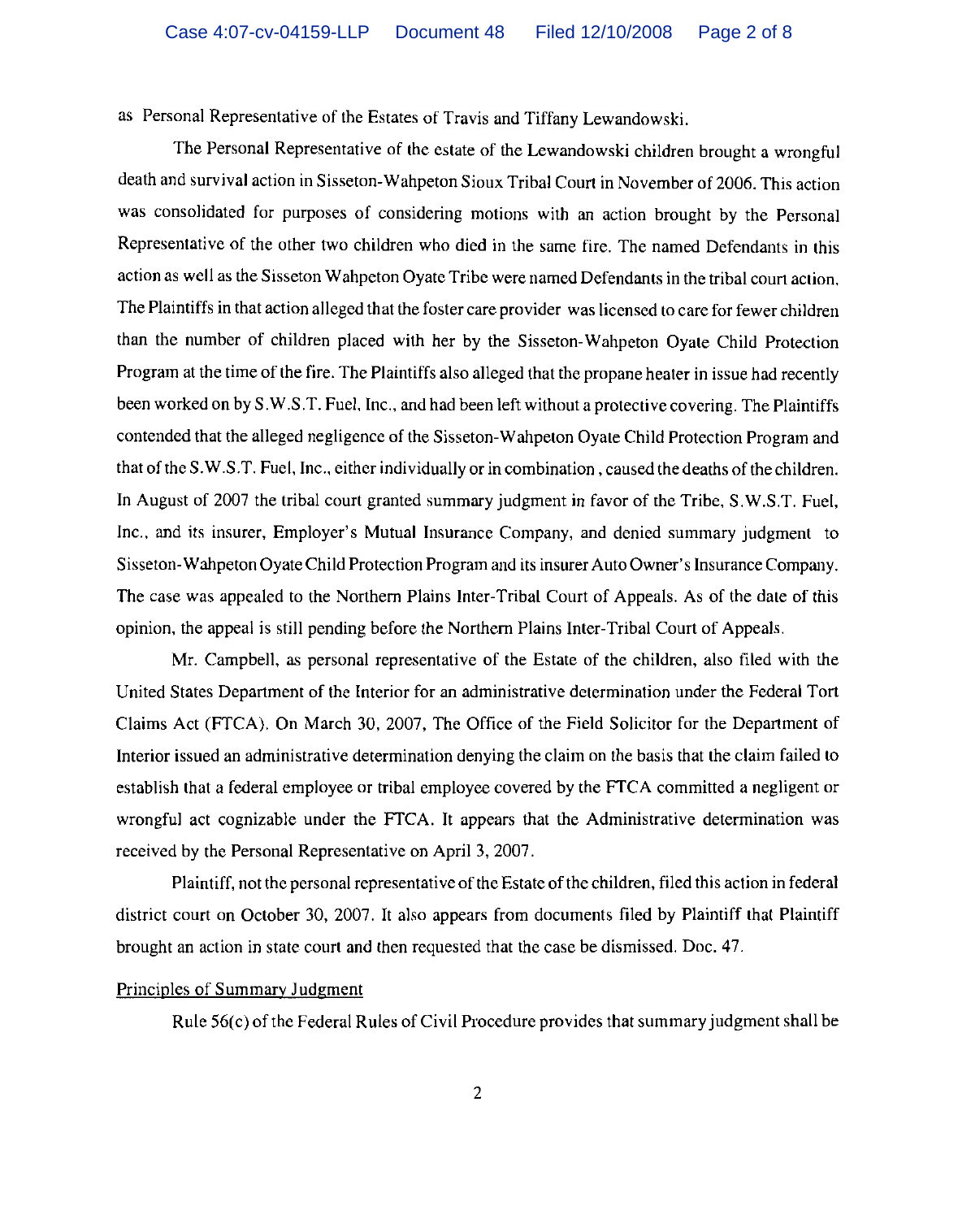as Personal Representative of the Estates of Travis and Tiffany Lewandowski.

The Personal Representative of the estate of the Lewandowski children brought a wrongful death and survival action in Sisseton-Wahpeton Sioux Tribal Court in November of 2006. This action was consolidated for purposes of considering motions with an action brought by the Personal Representative of the other two children who died in the same fire. The named Defendants in this action as well as the Sisseton Wahpeton Oyate Tribe were named Defendants in the tribal court action. The Plaintiffs in that action alleged that the foster care provider was licensed to care for fewer children than the number of children placed with her by the Sisseton-Wahpeton Oyate Child Protection Program at the time of the fire. The Plaintiffs also alleged that the propane heater in issue had recently been worked on by S.W.S.T. Fuel, Inc., and had been left without a protective covering. The Plaintiffs contended that the alleged negligence of the Sisseton-Wahpeton Oyate Child Protection Program and that of the S.W.S.T. Fuel, Inc., either individually or in combination , caused the deaths of the children. In August of 2007 the tribal court granted summary judgment in favor of the Tribe, S.W.S.T. Fuel, Inc., and its insurer, Employer's Mutual Insurance Company, and denied summary judgment to Sisseton-Wahpeton Oyate Child Protection Program and its insurer Auto Owner's Insurance Company. The case was appealed to the Northern Plains Inter-Tribal Court of Appeals. As of the date of this opinion, the appeal is still pending before the Northern Plains Inter-Tribal Court of Appeals.

Mr. Campbell, as personal representative of the Estate of the children, also filed with the United States Department of the Interior for an administrative determination under the Federal Tort Claims Act (FTCA). On March 30, 2007, The Office of the Field Solicitor for the Department of Interior issued an administrative determination denying the claim on the basis that the claim failed to establish that a federal employee or tribal employee covered by the FTCA committed a negligent or wrongful act cognizable under the FTCA. It appears that the Administrative determination was received by the Personal Representative on April 3, 2007.

Plaintiff, not the personal representative of the Estate of the children, filed this action in federal district court on October 30, 2007. It also appears from documents filed by Plaintiff that Plaintiff brought an action in state court and then requested that the case be dismissed. Doc. 47.

<u>Principles of Summary Judgment</u>

Rule 56(c) of the Federal Rules of Civil Procedure provides that summary judgment shall be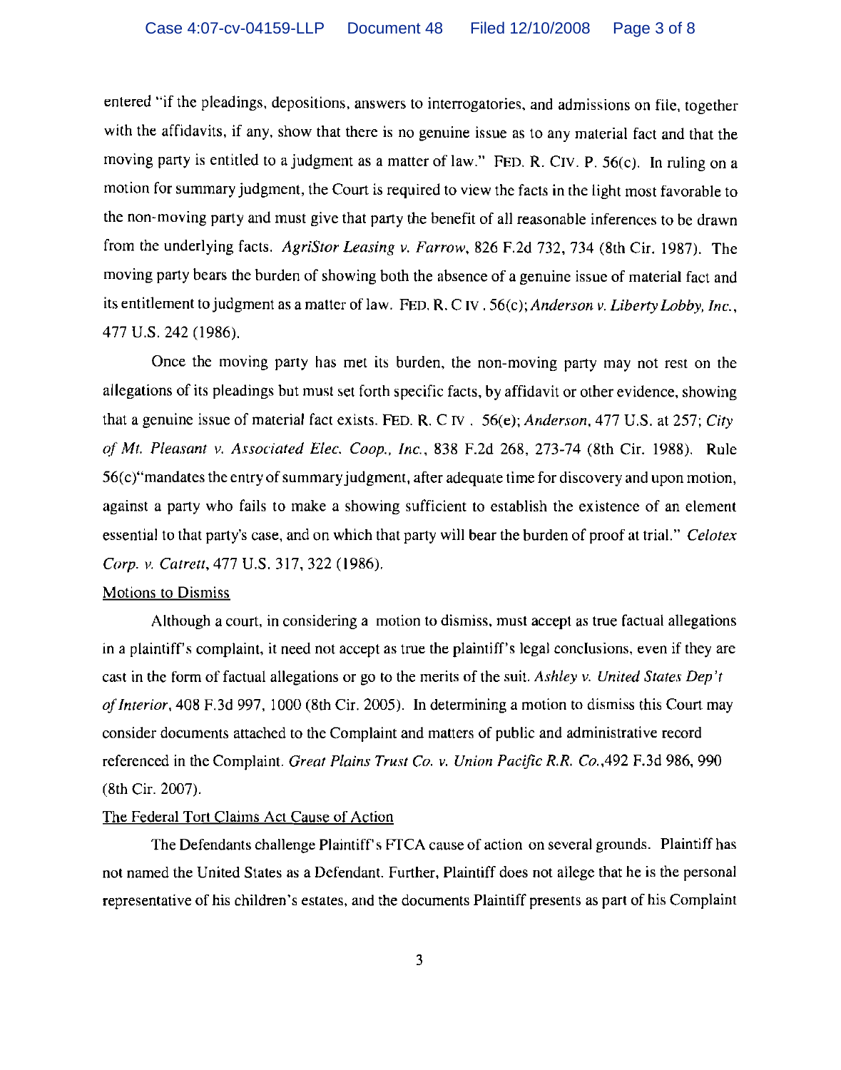entered "if the pleadings, depositions, answers to interrogatories, and admissions on file, together with the affidavits, if any, show that there is no genuine issue as to any material fact and that the moving party is entitled to a judgment as a matter of law." FED. R. CIV. P. 56(c). In ruling on a motion for summary judgment, the Court is required to view the facts in the light most favorable to the non-moving party and must give that party the benefit of all reasonable inferences to be drawn from the underlying facts. *AgriStor Leasing v. Farrow*, 826 F.2d 732, 734 (8th Cir. 1987). The moving party bears the burden of showing both the absence of a genuine issue of material fact and its entitlement to judgment as a matter of law. FED. R. CIV. 56(c); *Anderson v. Liberty Lobby, Inc.*, 477 U.S. 242 (1986).

Once the moving party has met its burden, the non-moving party may not rest on the allegations of its pleadings but must set forth specific facts, by affidavit or other evidence, showing that a genuine issue of material fact exists. FED. R. CIV. 56(e); *Anderson*, 477 U.S. at 257; *City of Mt. Pleasant v. Associated Elec. Coop., Inc.*, 838 F.2d 268, 273-74 (8th Cir. 1988). Rule 56(c)"mandates the entry of summary judgment, after adequate time for discovery and upon motion, against a party who fails to make a showing sufficient to establish the existence of an element essential to that party's case, and on which that party will bear the burden of proof at trial." *Celotex Corp. v. Catrett*, 477 U.S. 317, 322 (1986).

Motions to Dismiss

Although a court, in considering a motion to dismiss, must accept as true factual allegations in a plaintiff's complaint, it need not accept as true the plaintiff's legal conclusions, even if they are cast in the form of factual allegations or go to the merits of the suit. *Ashley v. United States Dep't of Interior*, 408 F.3d 997, 1000 (8th Cir. 2005). In determining a motion to dismiss this Court may consider documents attached to the Complaint and matters of public and administrative record referenced in the Complaint. *Great Plains Trust Co. v. Union Pacific R.R. Co.*,492 F.3d 986, 990 (8th Cir. 2007).

The Federal Tort Claims Act Cause of Action

The Defendants challenge Plaintiff's FTCA cause of action on several grounds. Plaintiff has not named the United States as a Defendant. Further, Plaintiff does not allege that he is the personal representative of his children's estates, and the documents Plaintiff presents as part of his Complaint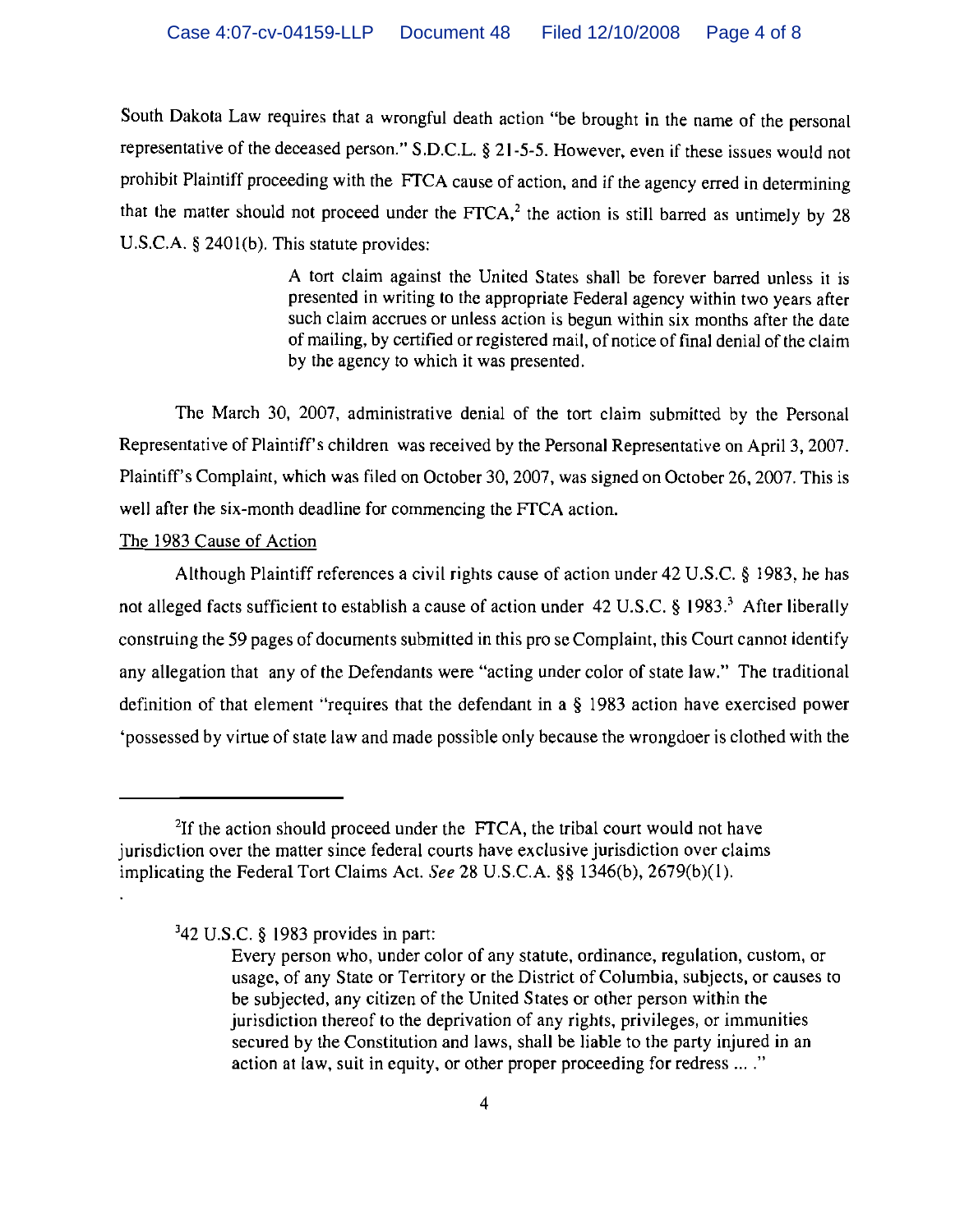South Dakota Law requires that a wrongful death action "be brought in the name of the personal representative of the deceased person." S.D.C.L. § 21-5-5. However, even if these issues would not prohibit Plaintiff proceeding with the FTCA cause of action, and if the agency erred in determining that the matter should not proceed under the FTCA,[2] the action is still barred as untimely by 28 U.S.C.A. § 2401(b). This statute provides:

> A tort claim against the United States shall be forever barred unless it is presented in writing to the appropriate Federal agency within two years after such claim accrues or unless action is begun within six months after the date of mailing, by certified or registered mail, of notice of final denial of the claim by the agency to which it was presented.

The March 30, 2007, administrative denial of the tort claim submitted by the Personal Representative of Plaintiff's children was received by the Personal Representative on April 3, 2007. Plaintiff's Complaint, which was filed on October 30, 2007, was signed on October 26, 2007. This is well after the six-month deadline for commencing the FTCA action.

The 1983 Cause of Action

Although Plaintiff references a civil rights cause of action under 42 U.S.C. § 1983, he has not alleged facts sufficient to establish a cause of action under 42 U.S.C. § 1983.[3] After liberally construing the 59 pages of documents submitted in this pro se Complaint, this Court cannot identify any allegation that any of the Defendants were "acting under color of state law." The traditional definition of that element "requires that the defendant in a § 1983 action have exercised power 'possessed by virtue of state law and made possible only because the wrongdoer is clothed with the

---

[2] If the action should proceed under the FTCA, the tribal court would not have jurisdiction over the matter since federal courts have exclusive jurisdiction over claims implicating the Federal Tort Claims Act. *See* 28 U.S.C.A. §§ 1346(b), 2679(b)(1).

[3] 42 U.S.C. § 1983 provides in part:

> Every person who, under color of any statute, ordinance, regulation, custom, or usage, of any State or Territory or the District of Columbia, subjects, or causes to be subjected, any citizen of the United States or other person within the jurisdiction thereof to the deprivation of any rights, privileges, or immunities secured by the Constitution and laws, shall be liable to the party injured in an action at law, suit in equity, or other proper proceeding for redress ... ."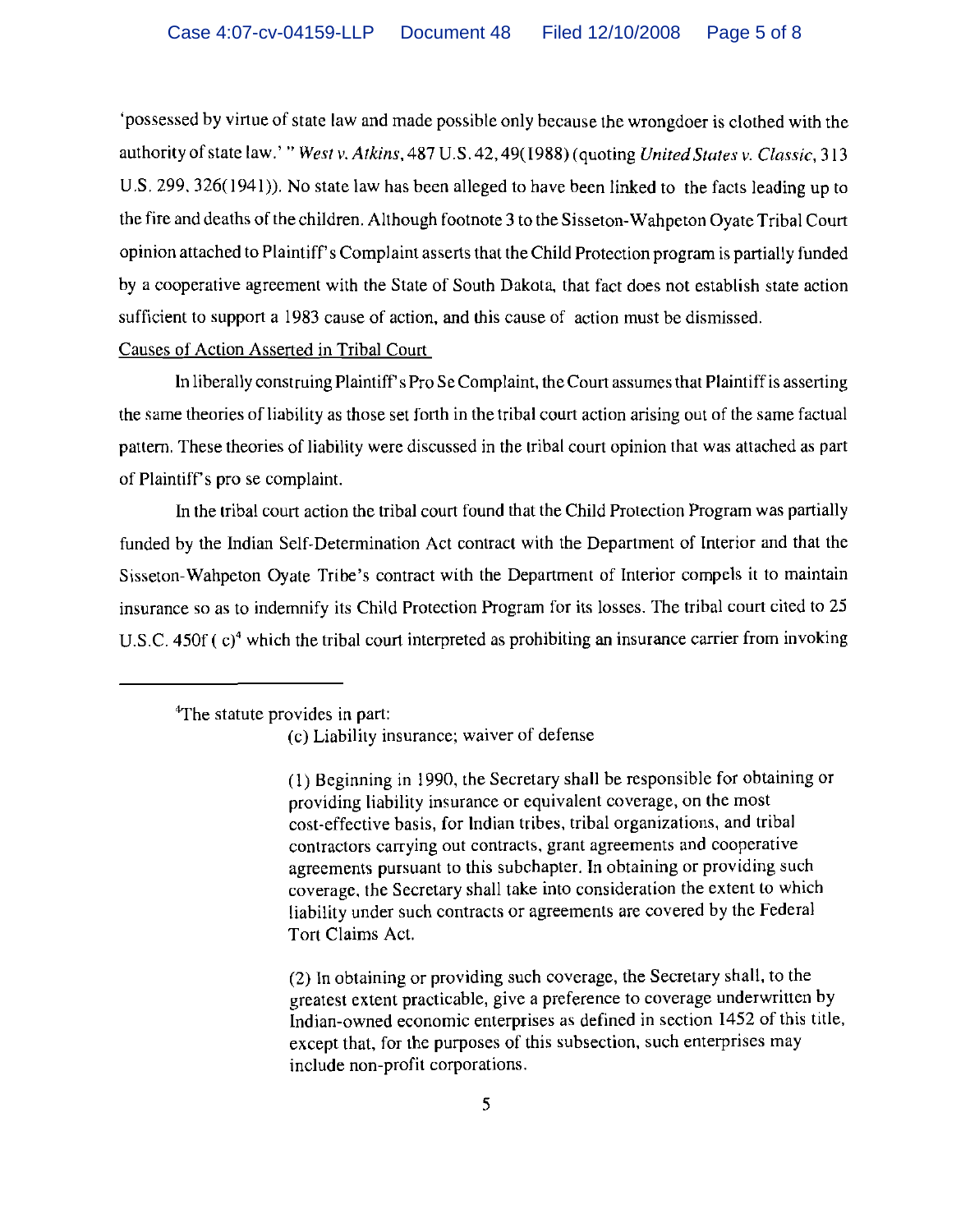'possessed by virtue of state law and made possible only because the wrongdoer is clothed with the authority of state law.' " *West v. Atkins*, 487 U.S. 42, 49(1988) (quoting *United States v. Classic*, 313 U.S. 299, 326(1941)). No state law has been alleged to have been linked to the facts leading up to the fire and deaths of the children. Although footnote 3 to the Sisseton-Wahpeton Oyate Tribal Court opinion attached to Plaintiff's Complaint asserts that the Child Protection program is partially funded by a cooperative agreement with the State of South Dakota, that fact does not establish state action sufficient to support a 1983 cause of action, and this cause of action must be dismissed.

Causes of Action Asserted in Tribal Court

In liberally construing Plaintiff's Pro Se Complaint, the Court assumes that Plaintiff is asserting the same theories of liability as those set forth in the tribal court action arising out of the same factual pattern. These theories of liability were discussed in the tribal court opinion that was attached as part of Plaintiff's pro se complaint.

In the tribal court action the tribal court found that the Child Protection Program was partially funded by the Indian Self-Determination Act contract with the Department of Interior and that the Sisseton-Wahpeton Oyate Tribe's contract with the Department of Interior compels it to maintain insurance so as to indemnify its Child Protection Program for its losses. The tribal court cited to 25 U.S.C. 450f ( c)[4] which the tribal court interpreted as prohibiting an insurance carrier from invoking

---

[4]The statute provides in part:

> (c) Liability insurance; waiver of defense
>
> (1) Beginning in 1990, the Secretary shall be responsible for obtaining or providing liability insurance or equivalent coverage, on the most cost-effective basis, for Indian tribes, tribal organizations, and tribal contractors carrying out contracts, grant agreements and cooperative agreements pursuant to this subchapter. In obtaining or providing such coverage, the Secretary shall take into consideration the extent to which liability under such contracts or agreements are covered by the Federal Tort Claims Act.
>
> (2) In obtaining or providing such coverage, the Secretary shall, to the greatest extent practicable, give a preference to coverage underwritten by Indian-owned economic enterprises as defined in section 1452 of this title, except that, for the purposes of this subsection, such enterprises may include non-profit corporations.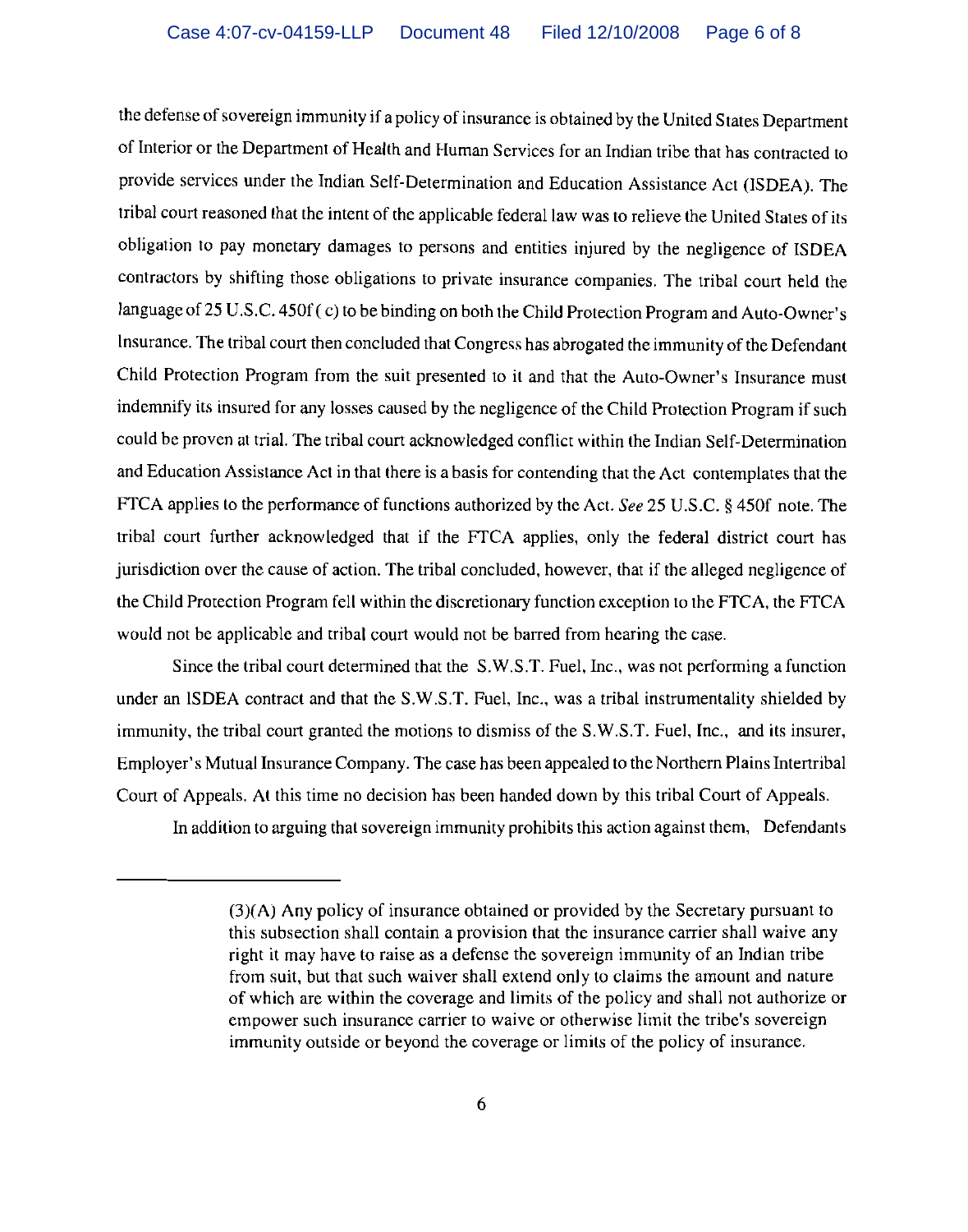the defense of sovereign immunity if a policy of insurance is obtained by the United States Department of Interior or the Department of Health and Human Services for an Indian tribe that has contracted to provide services under the Indian Self-Determination and Education Assistance Act (ISDEA). The tribal court reasoned that the intent of the applicable federal law was to relieve the United States of its obligation to pay monetary damages to persons and entities injured by the negligence of ISDEA contractors by shifting those obligations to private insurance companies. The tribal court held the language of 25 U.S.C. 450f( c) to be binding on both the Child Protection Program and Auto-Owner's Insurance. The tribal court then concluded that Congress has abrogated the immunity of the Defendant Child Protection Program from the suit presented to it and that the Auto-Owner's Insurance must indemnify its insured for any losses caused by the negligence of the Child Protection Program if such could be proven at trial. The tribal court acknowledged conflict within the Indian Self-Determination and Education Assistance Act in that there is a basis for contending that the Act contemplates that the FTCA applies to the performance of functions authorized by the Act. *See* 25 U.S.C. § 450f note. The tribal court further acknowledged that if the FTCA applies, only the federal district court has jurisdiction over the cause of action. The tribal concluded, however, that if the alleged negligence of the Child Protection Program fell within the discretionary function exception to the FTCA, the FTCA would not be applicable and tribal court would not be barred from hearing the case.

Since the tribal court determined that the S.W.S.T. Fuel, Inc., was not performing a function under an ISDEA contract and that the S.W.S.T. Fuel, Inc., was a tribal instrumentality shielded by immunity, the tribal court granted the motions to dismiss of the S.W.S.T. Fuel, Inc., and its insurer, Employer's Mutual Insurance Company. The case has been appealed to the Northern Plains Intertribal Court of Appeals. At this time no decision has been handed down by this tribal Court of Appeals.

In addition to arguing that sovereign immunity prohibits this action against them, Defendants

---

> (3)(A) Any policy of insurance obtained or provided by the Secretary pursuant to this subsection shall contain a provision that the insurance carrier shall waive any right it may have to raise as a defense the sovereign immunity of an Indian tribe from suit, but that such waiver shall extend only to claims the amount and nature of which are within the coverage and limits of the policy and shall not authorize or empower such insurance carrier to waive or otherwise limit the tribe's sovereign immunity outside or beyond the coverage or limits of the policy of insurance.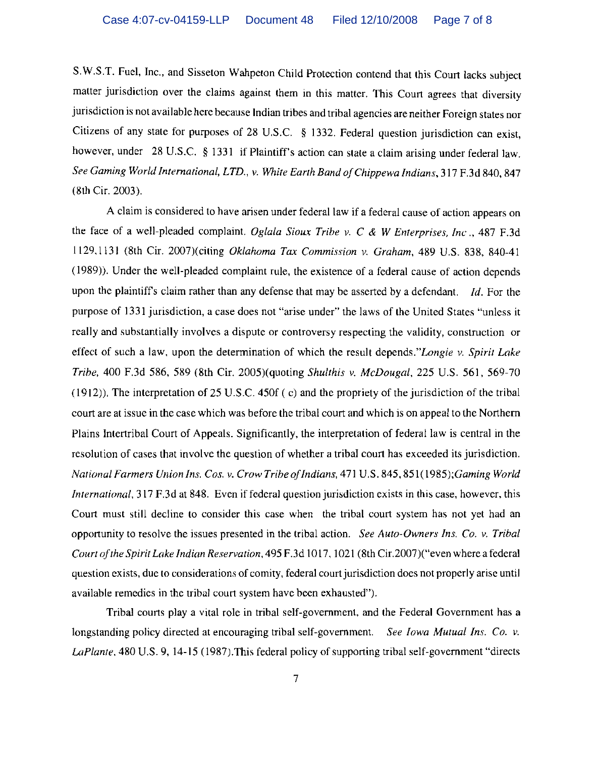S.W.S.T. Fuel, Inc., and Sisseton Wahpeton Child Protection contend that this Court lacks subject matter jurisdiction over the claims against them in this matter. This Court agrees that diversity jurisdiction is not available here because Indian tribes and tribal agencies are neither Foreign states nor Citizens of any state for purposes of 28 U.S.C. § 1332. Federal question jurisdiction can exist, however, under 28 U.S.C. § 1331 if Plaintiff's action can state a claim arising under federal law. *See Gaming World International, LTD., v. White Earth Band of Chippewa Indians*, 317 F.3d 840, 847 (8th Cir. 2003).

A claim is considered to have arisen under federal law if a federal cause of action appears on the face of a well-pleaded complaint. *Oglala Sioux Tribe v. C & W Enterprises, Inc.*, 487 F.3d 1129,1131 (8th Cir. 2007)(citing *Oklahoma Tax Commission v. Graham*, 489 U.S. 838, 840-41 (1989)). Under the well-pleaded complaint rule, the existence of a federal cause of action depends upon the plaintiff's claim rather than any defense that may be asserted by a defendant. *Id.* For the purpose of 1331 jurisdiction, a case does not "arise under" the laws of the United States "unless it really and substantially involves a dispute or controversy respecting the validity, construction or effect of such a law, upon the determination of which the result depends."*Longie v. Spirit Lake Tribe*, 400 F.3d 586, 589 (8th Cir. 2005)(quoting *Shulthis v. McDougal*, 225 U.S. 561, 569-70 (1912)). The interpretation of 25 U.S.C. 450f ( c) and the propriety of the jurisdiction of the tribal court are at issue in the case which was before the tribal court and which is on appeal to the Northern Plains Intertribal Court of Appeals. Significantly, the interpretation of federal law is central in the resolution of cases that involve the question of whether a tribal court has exceeded its jurisdiction. *National Farmers Union Ins. Cos. v. Crow Tribe of Indians*, 471 U.S. 845, 851(1985);*Gaming World International*, 317 F.3d at 848. Even if federal question jurisdiction exists in this case, however, this Court must still decline to consider this case when the tribal court system has not yet had an opportunity to resolve the issues presented in the tribal action. *See Auto-Owners Ins. Co. v. Tribal Court of the Spirit Lake Indian Reservation*, 495 F.3d 1017, 1021 (8th Cir.2007)("even where a federal question exists, due to considerations of comity, federal court jurisdiction does not properly arise until available remedies in the tribal court system have been exhausted").

Tribal courts play a vital role in tribal self-government, and the Federal Government has a longstanding policy directed at encouraging tribal self-government. *See Iowa Mutual Ins. Co. v. LaPlante*, 480 U.S. 9, 14-15 (1987).This federal policy of supporting tribal self-government "directs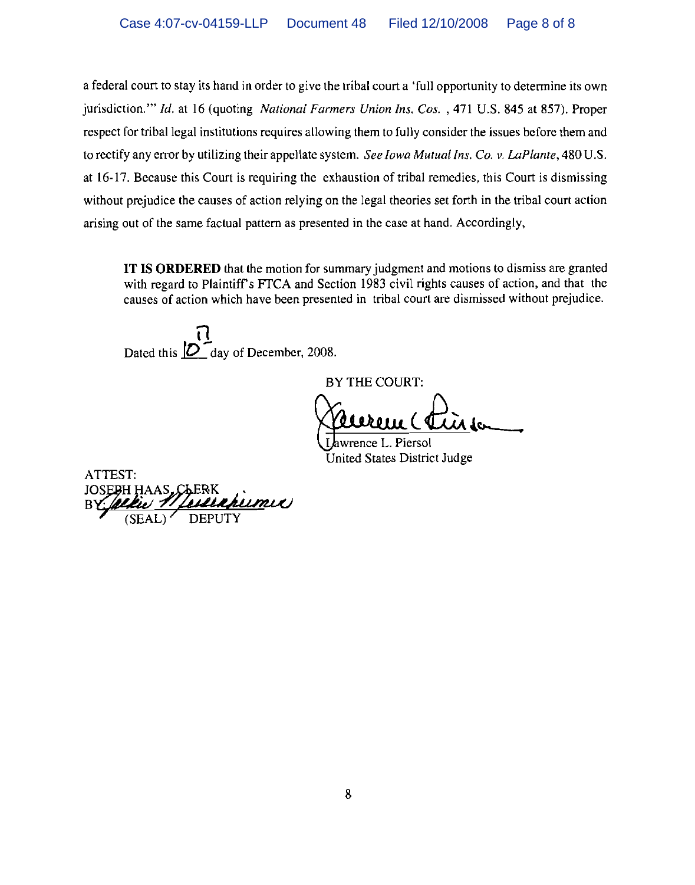a federal court to stay its hand in order to give the tribal court a 'full opportunity to determine its own jurisdiction.'" *Id.* at 16 (quoting *National Farmers Union Ins. Cos.* , 471 U.S. 845 at 857). Proper respect for tribal legal institutions requires allowing them to fully consider the issues before them and to rectify any error by utilizing their appellate system. *See Iowa Mutual Ins. Co. v. LaPlante*, 480 U.S. at 16-17. Because this Court is requiring the exhaustion of tribal remedies, this Court is dismissing without prejudice the causes of action relying on the legal theories set forth in the tribal court action arising out of the same factual pattern as presented in the case at hand. Accordingly,

**IT IS ORDERED** that the motion for summary judgment and motions to dismiss are granted with regard to Plaintiff's FTCA and Section 1983 civil rights causes of action, and that the causes of action which have been presented in tribal court are dismissed without prejudice.

Dated this 10th day of December, 2008.

BY THE COURT:

Lawrence L. Piersol
United States District Judge

ATTEST:
JOSEPH HAAS, CLERK
BY: Jackie Meisenheimer
(SEAL) DEPUTY